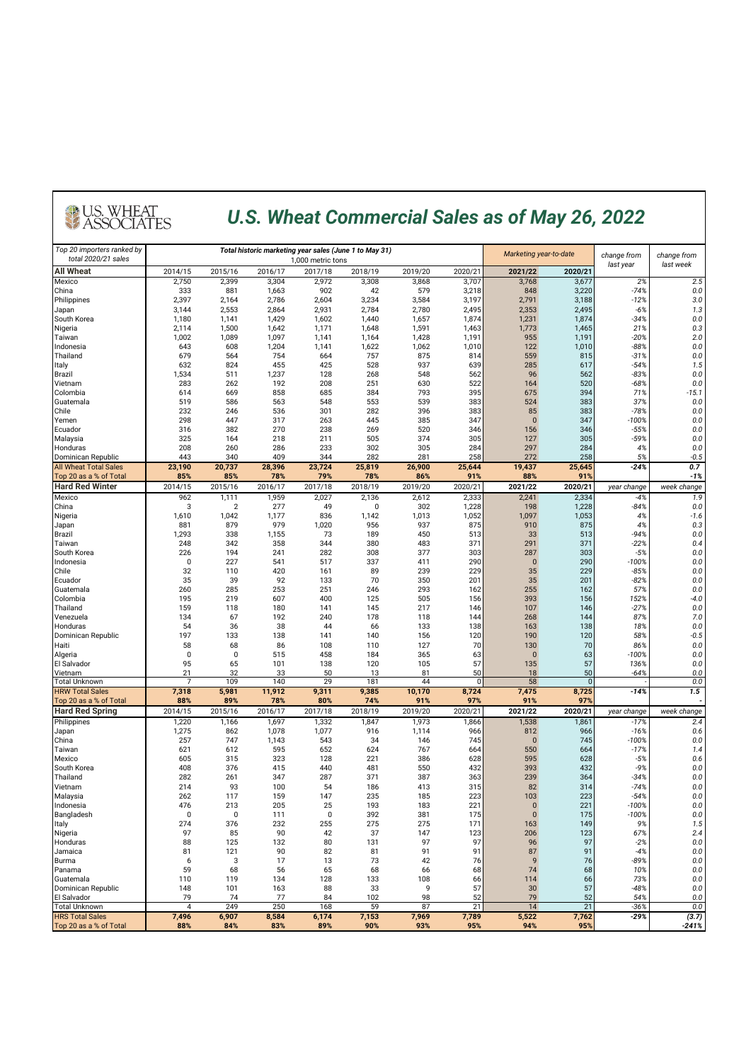# U.S. Wheat Commercial Sales as of May 26, 2022

U.S. WHEAT ASSOCIATES

| *Top 20 importers ranked by total 2020/21 sales* | *Total historic marketing year sales (June 1 to May 31)* | 1,000 metric tons | | | | | | *Marketing year-to-date* | | *change from last year* | *change from last week* |
|---|---|---|---|---|---|---|---|---|---|---|---|
| **All Wheat** | 2014/15 | 2015/16 | 2016/17 | 2017/18 | 2018/19 | 2019/20 | 2020/21 | **2021/22** | **2020/21** | | |
| Mexico | 2,750 | 2,399 | 3,304 | 2,972 | 3,308 | 3,868 | 3,707 | 3,768 | 3,677 | *2%* | *2.5* |
| China | 333 | 881 | 1,663 | 902 | 42 | 579 | 3,218 | 848 | 3,220 | *-74%* | *0.0* |
| Philippines | 2,397 | 2,164 | 2,786 | 2,604 | 3,234 | 3,584 | 3,197 | 2,791 | 3,188 | *-12%* | *3.0* |
| Japan | 3,144 | 2,553 | 2,864 | 2,931 | 2,784 | 2,780 | 2,495 | 2,353 | 2,495 | *-6%* | *1.3* |
| South Korea | 1,180 | 1,141 | 1,429 | 1,602 | 1,440 | 1,657 | 1,874 | 1,231 | 1,874 | *-34%* | *0.0* |
| Nigeria | 2,114 | 1,500 | 1,642 | 1,171 | 1,648 | 1,591 | 1,463 | 1,773 | 1,465 | *21%* | *0.3* |
| Taiwan | 1,002 | 1,089 | 1,097 | 1,141 | 1,164 | 1,428 | 1,191 | 955 | 1,191 | *-20%* | *2.0* |
| Indonesia | 643 | 608 | 1,204 | 1,141 | 1,622 | 1,062 | 1,010 | 122 | 1,010 | *-88%* | *0.0* |
| Thailand | 679 | 564 | 754 | 664 | 757 | 875 | 814 | 559 | 815 | *-31%* | *0.0* |
| Italy | 632 | 824 | 455 | 425 | 528 | 937 | 639 | 285 | 617 | *-54%* | *1.5* |
| Brazil | 1,534 | 511 | 1,237 | 128 | 268 | 548 | 562 | 96 | 562 | *-83%* | *0.0* |
| Vietnam | 283 | 262 | 192 | 208 | 251 | 630 | 522 | 164 | 520 | *-68%* | *0.0* |
| Colombia | 614 | 669 | 858 | 685 | 384 | 793 | 395 | 675 | 394 | *71%* | *-15.1* |
| Guatemala | 519 | 586 | 563 | 548 | 553 | 539 | 383 | 524 | 383 | *37%* | *0.0* |
| Chile | 232 | 246 | 536 | 301 | 282 | 396 | 383 | 85 | 383 | *-78%* | *0.0* |
| Yemen | 298 | 447 | 317 | 263 | 445 | 385 | 347 | 0 | 347 | *-100%* | *0.0* |
| Ecuador | 316 | 382 | 270 | 238 | 269 | 520 | 346 | 156 | 346 | *-55%* | *0.0* |
| Malaysia | 325 | 164 | 218 | 211 | 505 | 374 | 305 | 127 | 305 | *-59%* | *0.0* |
| Honduras | 208 | 260 | 286 | 233 | 302 | 305 | 284 | 297 | 284 | *4%* | *0.0* |
| Dominican Republic | 443 | 340 | 409 | 344 | 282 | 281 | 258 | 272 | 258 | *5%* | *-0.5* |
| **All Wheat Total Sales** | **23,190** | **20,737** | **28,396** | **23,724** | **25,819** | **26,900** | **25,644** | **19,437** | **25,645** | ***-24%*** | ***0.7*** |
| **Top 20 as a % of Total** | **85%** | **85%** | **78%** | **79%** | **78%** | **86%** | **91%** | **88%** | **91%** | | ***-1%*** |
| **Hard Red Winter** | 2014/15 | 2015/16 | 2016/17 | 2017/18 | 2018/19 | 2019/20 | 2020/21 | **2021/22** | **2020/21** | *year change* | *week change* |
| Mexico | 962 | 1,111 | 1,959 | 2,027 | 2,136 | 2,612 | 2,333 | 2,241 | 2,334 | *-4%* | *1.9* |
| China | 3 | 2 | 277 | 49 | 0 | 302 | 1,228 | 198 | 1,228 | *-84%* | *0.0* |
| Nigeria | 1,610 | 1,042 | 1,177 | 836 | 1,142 | 1,013 | 1,052 | 1,097 | 1,053 | *4%* | *-1.6* |
| Japan | 881 | 879 | 1,020 | 956 | 937 | 875 | 910 | 875 | | *4%* | *0.3* |
| Brazil | 1,293 | 338 | 1,155 | 73 | 189 | 450 | 513 | 33 | 513 | *-94%* | *0.0* |
| Taiwan | 248 | 342 | 358 | 344 | 380 | 483 | 371 | 291 | 371 | *-22%* | *0.4* |
| South Korea | 226 | 194 | 241 | 282 | 308 | 377 | 303 | 287 | 303 | *-5%* | *0.0* |
| Indonesia | 0 | 227 | 541 | 517 | 337 | 411 | 290 | 0 | 290 | *-100%* | *0.0* |
| Chile | 32 | 110 | 420 | 161 | 89 | 239 | 229 | 35 | 229 | *-85%* | *0.0* |
| Ecuador | 35 | 39 | 92 | 133 | 70 | 350 | 201 | 35 | 201 | *-82%* | *0.0* |
| Guatemala | 260 | 285 | 253 | 251 | 246 | 293 | 162 | 255 | 162 | *57%* | *0.0* |
| Colombia | 195 | 219 | 607 | 400 | 125 | 505 | 156 | 393 | 156 | *152%* | *-4.0* |
| Thailand | 159 | 118 | 180 | 141 | 145 | 217 | 146 | 107 | 146 | *-27%* | *0.0* |
| Venezuela | 134 | 67 | 192 | 240 | 178 | 118 | 144 | 268 | 144 | *87%* | *7.0* |
| Honduras | 54 | 36 | 38 | 44 | 66 | 133 | 138 | 163 | 138 | *18%* | *0.0* |
| Dominican Republic | 197 | 133 | 138 | 141 | 140 | 156 | 120 | 190 | 120 | *58%* | *-0.5* |
| Haiti | 58 | 68 | 86 | 108 | 110 | 127 | 70 | 130 | 70 | *86%* | *0.0* |
| Algeria | 0 | 0 | 515 | 458 | 184 | 365 | 63 | 0 | 63 | *-100%* | *0.0* |
| El Salvador | 95 | 65 | 101 | 138 | 120 | 105 | 57 | 135 | 57 | *136%* | *0.0* |
| Vietnam | 21 | 32 | 33 | 50 | 13 | 81 | 50 | 18 | 50 | *-64%* | *0.0* |
| Total Unknown | 7 | 109 | 140 | 29 | 181 | 44 | 0 | 58 | 0 | - | *0.0* |
| **HRW Total Sales** | **7,318** | **5,981** | **11,912** | **9,311** | **9,385** | **10,170** | **8,724** | **7,475** | **8,725** | ***-14%*** | ***1.5*** |
| **Top 20 as a % of Total** | **88%** | **89%** | **78%** | **80%** | **74%** | **91%** | **97%** | **91%** | **97%** | | |
| **Hard Red Spring** | 2014/15 | 2015/16 | 2016/17 | 2017/18 | 2018/19 | 2019/20 | 2020/21 | **2021/22** | **2020/21** | *year change* | *week change* |
| Philippines | 1,220 | 1,166 | 1,697 | 1,332 | 1,847 | 1,973 | 1,866 | 1,538 | 1,861 | *-17%* | *2.4* |
| Japan | 1,275 | 862 | 1,078 | 1,077 | 916 | 1,114 | 966 | 812 | 966 | *-16%* | *0.6* |
| China | 257 | 747 | 1,143 | 543 | 34 | 146 | 745 | 0 | 745 | *-100%* | *0.0* |
| Taiwan | 621 | 612 | 595 | 652 | 624 | 767 | 664 | 550 | 664 | *-17%* | *1.4* |
| Mexico | 605 | 315 | 323 | 128 | 221 | 386 | 628 | 595 | 628 | *-5%* | *0.6* |
| South Korea | 408 | 376 | 415 | 440 | 481 | 550 | 432 | 393 | 432 | *-9%* | *0.0* |
| Thailand | 282 | 261 | 347 | 287 | 371 | 387 | 363 | 239 | 364 | *-34%* | *0.0* |
| Vietnam | 214 | 93 | 100 | 54 | 186 | 413 | 315 | 82 | 314 | *-74%* | *0.0* |
| Malaysia | 262 | 117 | 159 | 147 | 235 | 185 | 223 | 103 | 223 | *-54%* | *0.0* |
| Indonesia | 476 | 213 | 205 | 25 | 193 | 183 | 221 | 0 | 221 | *-100%* | *0.0* |
| Bangladesh | 0 | 0 | 111 | 0 | 392 | 381 | 175 | 0 | 175 | *-100%* | *0.0* |
| Italy | 274 | 376 | 232 | 255 | 275 | 275 | 171 | 163 | 149 | *9%* | *1.5* |
| Nigeria | 97 | 85 | 90 | 42 | 37 | 147 | 123 | 206 | 123 | *67%* | *2.4* |
| Honduras | 88 | 125 | 132 | 80 | 131 | 97 | 97 | 96 | 97 | *-2%* | *0.0* |
| Jamaica | 81 | 121 | 90 | 82 | 81 | 91 | 91 | 87 | 91 | *-4%* | *0.0* |
| Burma | 6 | 3 | 17 | 13 | 73 | 42 | 76 | 9 | 76 | *-89%* | *0.0* |
| Panama | 59 | 68 | 56 | 65 | 68 | 66 | 68 | 74 | 68 | *10%* | *0.0* |
| Guatemala | 110 | 119 | 134 | 128 | 133 | 108 | 66 | 114 | 66 | *73%* | *0.0* |
| Dominican Republic | 148 | 101 | 163 | 88 | 33 | 9 | 57 | 30 | 57 | *-48%* | *0.0* |
| El Salvador | 79 | 74 | 77 | 84 | 102 | 98 | 52 | 79 | 52 | *54%* | *0.0* |
| Total Unknown | 4 | 249 | 250 | 168 | 59 | 87 | 21 | 14 | 21 | *-36%* | *0.0* |
| **HRS Total Sales** | **7,496** | **6,907** | **8,584** | **6,174** | **7,153** | **7,969** | **7,789** | **5,522** | **7,762** | ***-29%*** | ***(3.7)*** |
| **Top 20 as a % of Total** | **88%** | **84%** | **83%** | **89%** | **90%** | **93%** | **95%** | **94%** | **95%** | | ***-241%*** |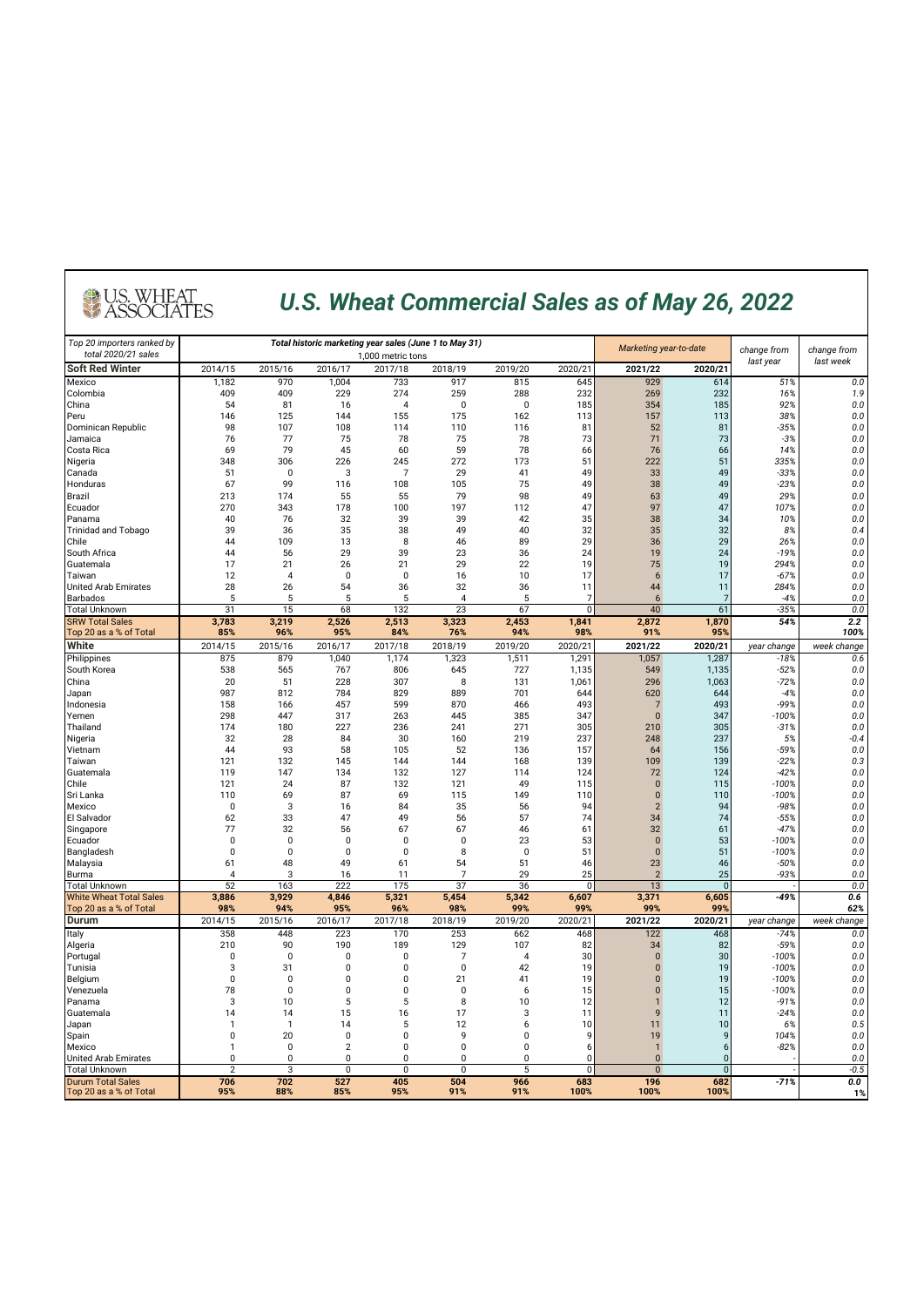# U.S. Wheat Commercial Sales as of May 26, 2022

| Top 20 importers ranked by total 2020/21 sales | Total historic marketing year sales (June 1 to May 31) 1,000 metric tons | | | | | | | Marketing year-to-date | | change from last year | change from last week |
|---|---|---|---|---|---|---|---|---|---|---|---|
| **Soft Red Winter** | 2014/15 | 2015/16 | 2016/17 | 2017/18 | 2018/19 | 2019/20 | 2020/21 | **2021/22** | **2020/21** | | |
| Mexico | 1,182 | 970 | 1,004 | 733 | 917 | 815 | 645 | 929 | 614 | 51% | 0.0 |
| Colombia | 409 | 409 | 229 | 274 | 259 | 288 | 232 | 269 | 232 | 16% | 1.9 |
| China | 54 | 81 | 16 | 4 | 0 | 0 | 185 | 354 | 185 | 92% | 0.0 |
| Peru | 146 | 125 | 144 | 155 | 175 | 162 | 113 | 157 | 113 | 38% | 0.0 |
| Dominican Republic | 98 | 107 | 108 | 114 | 110 | 116 | 81 | 52 | 81 | -35% | 0.0 |
| Jamaica | 76 | 77 | 75 | 78 | 75 | 78 | 73 | 71 | 73 | -3% | 0.0 |
| Costa Rica | 69 | 79 | 45 | 60 | 59 | 78 | 66 | 76 | 66 | 14% | 0.0 |
| Nigeria | 348 | 306 | 226 | 245 | 272 | 173 | 51 | 222 | 51 | 335% | 0.0 |
| Canada | 51 | 0 | 3 | 7 | 29 | 41 | 49 | 33 | 49 | -33% | 0.0 |
| Honduras | 67 | 99 | 116 | 108 | 105 | 75 | 49 | 38 | 49 | -23% | 0.0 |
| Brazil | 213 | 174 | 55 | 55 | 79 | 98 | 49 | 63 | 49 | 29% | 0.0 |
| Ecuador | 270 | 343 | 178 | 100 | 197 | 112 | 47 | 97 | 47 | 107% | 0.0 |
| Panama | 40 | 76 | 32 | 39 | 39 | 42 | 35 | 38 | 34 | 10% | 0.0 |
| Trinidad and Tobago | 39 | 36 | 35 | 38 | 49 | 40 | 32 | 35 | 32 | 8% | 0.4 |
| Chile | 44 | 109 | 13 | 8 | 46 | 89 | 29 | 36 | 29 | 26% | 0.0 |
| South Africa | 44 | 56 | 29 | 39 | 23 | 36 | 24 | 19 | 24 | -19% | 0.0 |
| Guatemala | 17 | 21 | 26 | 21 | 29 | 22 | 19 | 75 | 19 | 294% | 0.0 |
| Taiwan | 12 | 4 | 0 | 0 | 16 | 10 | 17 | 6 | 17 | -67% | 0.0 |
| United Arab Emirates | 28 | 26 | 54 | 36 | 32 | 36 | 11 | 44 | 11 | 284% | 0.0 |
| Barbados | 5 | 5 | 5 | 5 | 4 | 5 | 7 | 6 | 7 | -4% | 0.0 |
| Total Unknown | 31 | 15 | 68 | 132 | 23 | 67 | 0 | 40 | 61 | -35% | 0.0 |
| **SRW Total Sales** | **3,783** | **3,219** | **2,526** | **2,513** | **3,323** | **2,453** | **1,841** | **2,872** | **1,870** | **54%** | **2.2** |
| Top 20 as a % of Total | **85%** | **96%** | **95%** | **84%** | **76%** | **94%** | **98%** | **91%** | **95%** | | **100%** |
| **White** | 2014/15 | 2015/16 | 2016/17 | 2017/18 | 2018/19 | 2019/20 | 2020/21 | **2021/22** | **2020/21** | year change | week change |
| Philippines | 875 | 879 | 1,040 | 1,174 | 1,323 | 1,511 | 1,291 | 1,057 | 1,287 | -18% | 0.6 |
| South Korea | 538 | 565 | 767 | 806 | 645 | 727 | 1,135 | 549 | 1,135 | -52% | 0.0 |
| China | 20 | 51 | 228 | 307 | 8 | 131 | 1,061 | 296 | 1,063 | -72% | 0.0 |
| Japan | 987 | 812 | 784 | 829 | 889 | 701 | 644 | 620 | 644 | -4% | 0.0 |
| Indonesia | 158 | 166 | 457 | 599 | 870 | 466 | 493 | 7 | 493 | -99% | 0.0 |
| Yemen | 298 | 447 | 317 | 263 | 445 | 385 | 347 | 0 | 347 | -100% | 0.0 |
| Thailand | 174 | 180 | 227 | 236 | 241 | 271 | 305 | 210 | 305 | -31% | 0.0 |
| Nigeria | 32 | 28 | 84 | 30 | 160 | 219 | 237 | 248 | 237 | 5% | -0.4 |
| Vietnam | 44 | 93 | 58 | 105 | 52 | 136 | 157 | 64 | 156 | -59% | 0.0 |
| Taiwan | 121 | 132 | 145 | 144 | 144 | 168 | 139 | 109 | 139 | -22% | 0.3 |
| Guatemala | 119 | 147 | 134 | 132 | 127 | 114 | 124 | 72 | 124 | -42% | 0.0 |
| Chile | 121 | 24 | 87 | 132 | 121 | 49 | 115 | 0 | 115 | -100% | 0.0 |
| Sri Lanka | 110 | 69 | 87 | 69 | 115 | 149 | 110 | 0 | 110 | -100% | 0.0 |
| Mexico | 0 | 3 | 16 | 84 | 35 | 56 | 94 | 2 | 94 | -98% | 0.0 |
| El Salvador | 62 | 33 | 47 | 49 | 56 | 57 | 74 | 34 | 74 | -55% | 0.0 |
| Singapore | 77 | 32 | 56 | 67 | 67 | 46 | 61 | 32 | 61 | -47% | 0.0 |
| Ecuador | 0 | 0 | 0 | 0 | 0 | 23 | 53 | 0 | 53 | -100% | 0.0 |
| Bangladesh | 0 | 0 | 0 | 0 | 8 | 0 | 51 | 0 | 51 | -100% | 0.0 |
| Malaysia | 61 | 48 | 49 | 61 | 54 | 51 | 46 | 23 | 46 | -50% | 0.0 |
| Burma | 4 | 3 | 16 | 11 | 7 | 29 | 25 | 2 | 25 | -93% | 0.0 |
| Total Unknown | 52 | 163 | 222 | 175 | 37 | 36 | 0 | 13 | 0 | - | 0.0 |
| **White Wheat Total Sales** | **3,886** | **3,929** | **4,846** | **5,321** | **5,454** | **5,342** | **6,607** | **3,371** | **6,605** | **-49%** | **0.6** |
| Top 20 as a % of Total | **98%** | **94%** | **95%** | **96%** | **98%** | **99%** | **99%** | **99%** | **99%** | | **62%** |
| **Durum** | 2014/15 | 2015/16 | 2016/17 | 2017/18 | 2018/19 | 2019/20 | 2020/21 | **2021/22** | **2020/21** | year change | week change |
| Italy | 358 | 448 | 223 | 170 | 253 | 662 | 468 | 122 | 468 | -74% | 0.0 |
| Algeria | 210 | 90 | 190 | 189 | 129 | 107 | 82 | 34 | 82 | -59% | 0.0 |
| Portugal | 0 | 0 | 0 | 0 | 7 | 4 | 30 | 0 | 30 | -100% | 0.0 |
| Tunisia | 3 | 31 | 0 | 0 | 0 | 42 | 19 | 0 | 19 | -100% | 0.0 |
| Belgium | 0 | 0 | 0 | 0 | 21 | 41 | 19 | 0 | 19 | -100% | 0.0 |
| Venezuela | 78 | 0 | 0 | 0 | 0 | 6 | 15 | 0 | 15 | -100% | 0.0 |
| Panama | 3 | 10 | 5 | 5 | 8 | 10 | 12 | 1 | 12 | -91% | 0.0 |
| Guatemala | 14 | 14 | 15 | 16 | 17 | 3 | 11 | 9 | 11 | -24% | 0.0 |
| Japan | 1 | 1 | 14 | 5 | 12 | 6 | 10 | 11 | 10 | 6% | 0.5 |
| Spain | 0 | 20 | 0 | 0 | 9 | 0 | 9 | 19 | 9 | 104% | 0.0 |
| Mexico | 1 | 0 | 2 | 0 | 0 | 0 | 6 | 1 | 6 | -82% | 0.0 |
| United Arab Emirates | 0 | 0 | 0 | 0 | 0 | 0 | 0 | 0 | 0 | - | 0.0 |
| Total Unknown | 2 | 3 | 0 | 0 | 0 | 5 | 0 | 0 | 0 | - | -0.5 |
| **Durum Total Sales** | **706** | **702** | **527** | **405** | **504** | **966** | **683** | **196** | **682** | **-71%** | **0.0** |
| Top 20 as a % of Total | **95%** | **88%** | **85%** | **95%** | **91%** | **91%** | **100%** | **100%** | **100%** | | **1%** |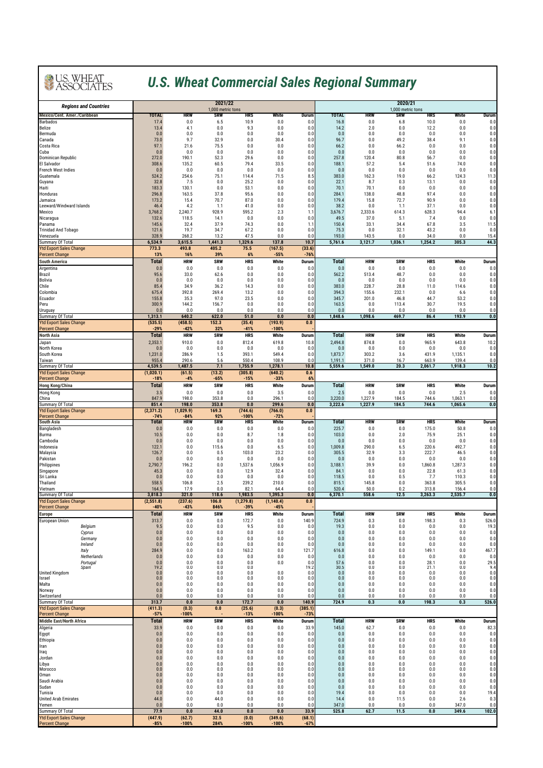# U.S. Wheat Commercial Sales Regional Summary

| Regions and Countries | 2021/22 1,000 metric tons | | | | | | 2020/21 1,000 metric tons | | | | | |
|---|---|---|---|---|---|---|---|---|---|---|---|---|
| **Mexico/Cent. Amer./Caribbean** | **TOTAL** | **HRW** | **SRW** | **HRS** | **White** | **Durum** | **TOTAL** | **HRW** | **SRW** | **HRS** | **White** | **Durum** |
| Barbados | 17.4 | 0.0 | 6.5 | 10.9 | 0.0 | 0.0 | 16.8 | 0.0 | 6.8 | 10.0 | 0.0 | 0.0 |
| Belize | 13.4 | 4.1 | 0.0 | 9.3 | 0.0 | 0.0 | 14.2 | 2.0 | 0.0 | 12.2 | 0.0 | 0.0 |
| Bermuda | 0.0 | 0.0 | 0.0 | 0.0 | 0.0 | 0.0 | 0.0 | 0.0 | 0.0 | 0.0 | 0.0 | 0.0 |
| Canada | 73.0 | 9.7 | 32.9 | 0.0 | 30.4 | 0.0 | 96.7 | 0.0 | 49.2 | 38.4 | 9.1 | 0.0 |
| Costa Rica | 97.1 | 21.6 | 75.5 | 0.0 | 0.0 | 0.0 | 66.2 | 0.0 | 66.2 | 0.0 | 0.0 | 0.0 |
| Cuba | 0.0 | 0.0 | 0.0 | 0.0 | 0.0 | 0.0 | 0.0 | 0.0 | 0.0 | 0.0 | 0.0 | 0.0 |
| Dominican Republic | 272.0 | 190.1 | 52.3 | 29.6 | 0.0 | 0.0 | 257.8 | 120.4 | 80.8 | 56.7 | 0.0 | 0.0 |
| El Salvador | 308.6 | 135.2 | 60.5 | 79.4 | 33.5 | 0.0 | 188.1 | 57.2 | 5.4 | 51.6 | 74.0 | 0.0 |
| French West Indies | 0.0 | 0.0 | 0.0 | 0.0 | 0.0 | 0.0 | 0.0 | 0.0 | 0.0 | 0.0 | 0.0 | 0.0 |
| Guatemala | 524.2 | 254.6 | 75.1 | 114.4 | 71.5 | 8.5 | 383.0 | 162.3 | 19.0 | 66.2 | 124.3 | 11.3 |
| Guyana | 32.8 | 7.5 | 0.0 | 25.2 | 0.0 | 0.0 | 22.1 | 8.7 | 0.3 | 13.1 | 0.0 | 0.0 |
| Haiti | 183.3 | 130.1 | 0.0 | 53.1 | 0.0 | 0.0 | 70.1 | 70.1 | 0.0 | 0.0 | 0.0 | 0.0 |
| Honduras | 296.8 | 163.5 | 37.8 | 95.6 | 0.0 | 0.0 | 284.1 | 138.0 | 48.8 | 97.4 | 0.0 | 0.0 |
| Jamaica | 173.2 | 15.4 | 70.7 | 87.0 | 0.0 | 0.0 | 179.4 | 15.8 | 72.7 | 90.9 | 0.0 | 0.0 |
| Leeward/Windward Islands | 46.4 | 4.2 | 1.1 | 41.0 | 0.0 | 0.0 | 38.2 | 0.0 | 1.1 | 37.1 | 0.0 | 0.0 |
| Mexico | 3,768.2 | 2,240.7 | 928.9 | 595.2 | 2.3 | 1.1 | 3,676.7 | 2,333.6 | 614.3 | 628.3 | 94.4 | 6.1 |
| Nicaragua | 132.6 | 118.5 | 14.1 | 0.0 | 0.0 | 0.0 | 49.5 | 37.0 | 5.1 | 7.4 | 0.0 | 0.0 |
| Panama | 145.6 | 32.4 | 37.9 | 74.3 | 0.0 | 1.1 | 150.4 | 33.1 | 34.4 | 67.8 | 3.5 | 11.5 |
| Trinidad And Tobago | 121.6 | 19.7 | 34.7 | 67.2 | 0.0 | 0.0 | 75.3 | 0.0 | 32.1 | 43.2 | 0.0 | 0.0 |
| Venezuela | 328.9 | 268.2 | 13.2 | 47.5 | 0.0 | 0.0 | 193.0 | 143.5 | 0.0 | 34.0 | 0.0 | 15.4 |
| Summary Of Total | **6,534.9** | **3,615.5** | **1,441.3** | **1,329.6** | **137.8** | **10.7** | **5,761.6** | **3,121.7** | **1,036.1** | **1,254.2** | **305.3** | **44.3** |
| Ytd Export Sales Change | **773.3** | **493.8** | **405.2** | **75.5** | **(167.5)** | **(33.6)** | | | | | | |
| Percent Change | **13%** | **16%** | **39%** | **6%** | **-55%** | **-76%** | | | | | | |
| **South America** | **Total** | **HRW** | **SRW** | **HRS** | **White** | **Durum** | **Total** | **HRW** | **SRW** | **HRS** | **White** | **Durum** |
| Argentina | 0.0 | 0.0 | 0.0 | 0.0 | 0.0 | 0.0 | 0.0 | 0.0 | 0.0 | 0.0 | 0.0 | 0.0 |
| Brazil | 95.6 | 33.0 | 62.6 | 0.0 | 0.0 | 0.0 | 562.2 | 513.4 | 48.7 | 0.0 | 0.0 | 0.0 |
| Bolivia | 0.0 | 0.0 | 0.0 | 0.0 | 0.0 | 0.0 | 0.0 | 0.0 | 0.0 | 0.0 | 0.0 | 0.0 |
| Chile | 85.4 | 34.9 | 36.2 | 14.3 | 0.0 | 0.0 | 383.0 | 228.7 | 28.8 | 11.0 | 114.6 | 0.0 |
| Colombia | 675.4 | 392.8 | 269.4 | 13.2 | 0.0 | 0.0 | 394.3 | 155.6 | 232.1 | 0.0 | 6.6 | 0.0 |
| Ecuador | 155.8 | 35.3 | 97.0 | 23.5 | 0.0 | 0.0 | 345.7 | 201.0 | 46.8 | 44.7 | 53.2 | 0.0 |
| Peru | 300.9 | 144.2 | 156.7 | 0.0 | 0.0 | 0.0 | 163.5 | 0.0 | 113.4 | 30.7 | 19.5 | 0.0 |
| Uruguay | 0.0 | 0.0 | 0.0 | 0.0 | 0.0 | 0.0 | 0.0 | 0.0 | 0.0 | 0.0 | 0.0 | 0.0 |
| Summary Of Total | **1,313.1** | **640.2** | **622.0** | **51.0** | **0.0** | **0.0** | **1,848.6** | **1,098.6** | **469.7** | **86.4** | **193.9** | **0.0** |
| Ytd Export Sales Change | **(535.5)** | **(458.5)** | **152.3** | **(35.4)** | **(193.9)** | **0.0** | | | | | | |
| Percent Change | **-29%** | **-42%** | **32%** | **-41%** | **-100%** | **-** | | | | | | |
| **North Asia** | **Total** | **HRW** | **SRW** | **HRS** | **White** | **Durum** | **Total** | **HRW** | **SRW** | **HRS** | **White** | **Durum** |
| Japan | 2,353.1 | 910.0 | 0.0 | 812.4 | 619.8 | 10.8 | 2,494.8 | 874.8 | 0.0 | 965.9 | 643.8 | 10.2 |
| North Korea | 0.0 | 0.0 | 0.0 | 0.0 | 0.0 | 0.0 | 0.0 | 0.0 | 0.0 | 0.0 | 0.0 | 0.0 |
| South Korea | 1,231.0 | 286.9 | 1.5 | 393.1 | 549.4 | 0.0 | 1,873.7 | 303.2 | 3.6 | 431.9 | 1,135.1 | 0.0 |
| Taiwan | 955.4 | 290.6 | 5.6 | 550.4 | 108.9 | 0.0 | 1,191.1 | 371.0 | 16.7 | 663.9 | 139.4 | 0.0 |
| Summary Of Total | **4,539.5** | **1,487.5** | **7.1** | **1,755.9** | **1,278.1** | **10.8** | **5,559.6** | **1,549.0** | **20.3** | **2,061.7** | **1,918.3** | **10.2** |
| Ytd Export Sales Change | **(1,020.1)** | **(61.5)** | **(13.2)** | **(305.8)** | **(640.2)** | **0.6** | | | | | | |
| Percent Change | **-18%** | **-4%** | **-65%** | **-15%** | **-33%** | **6%** | | | | | | |
| **Hong Kong/China** | **Total** | **HRW** | **SRW** | **HRS** | **White** | **Durum** | **Total** | **HRW** | **SRW** | **HRS** | **White** | **Durum** |
| Hong Kong | 3.5 | 0.0 | 0.0 | 0.0 | 3.5 | 0.0 | 2.5 | 0.0 | 0.0 | 0.0 | 2.5 | 0.0 |
| China | 847.9 | 198.0 | 353.8 | 0.0 | 296.1 | 0.0 | 3,220.0 | 1,227.9 | 184.5 | 744.6 | 1,063.1 | 0.0 |
| Summary Of Total | **851.4** | **198.0** | **353.8** | **0.0** | **299.6** | **0.0** | **3,222.6** | **1,227.9** | **184.5** | **744.6** | **1,065.6** | **0.0** |
| Ytd Export Sales Change | **(2,371.2)** | **(1,029.9)** | **169.3** | **(744.6)** | **(766.0)** | **0.0** | | | | | | |
| Percent Change | **-74%** | **-84%** | **92%** | **-100%** | **-72%** | **-** | | | | | | |
| **South Asia** | **Total** | **HRW** | **SRW** | **HRS** | **White** | **Durum** | **Total** | **HRW** | **SRW** | **HRS** | **White** | **Durum** |
| Bangladesh | 0.0 | 0.0 | 0.0 | 0.0 | 0.0 | 0.0 | 225.7 | 0.0 | 0.0 | 175.0 | 50.8 | 0.0 |
| Burma | 10.5 | 0.0 | 0.0 | 8.7 | 1.8 | 0.0 | 103.0 | 0.0 | 2.0 | 75.9 | 25.1 | 0.0 |
| Cambodia | 0.0 | 0.0 | 0.0 | 0.0 | 0.0 | 0.0 | 0.0 | 0.0 | 0.0 | 0.0 | 0.0 | 0.0 |
| Indonesia | 122.1 | 0.0 | 115.6 | 0.0 | 6.5 | 0.0 | 1,009.8 | 290.0 | 6.5 | 220.6 | 492.7 | 0.0 |
| Malaysia | 126.7 | 0.0 | 0.5 | 103.0 | 23.2 | 0.0 | 305.5 | 32.9 | 3.3 | 222.7 | 46.5 | 0.0 |
| Pakistan | 0.0 | 0.0 | 0.0 | 0.0 | 0.0 | 0.0 | 0.0 | 0.0 | 0.0 | 0.0 | 0.0 | 0.0 |
| Philippines | 2,790.7 | 196.2 | 0.0 | 1,537.6 | 1,056.9 | 0.0 | 3,188.1 | 39.9 | 0.0 | 1,860.8 | 1,287.3 | 0.0 |
| Singapore | 45.3 | 0.0 | 0.0 | 12.9 | 32.4 | 0.0 | 84.1 | 0.0 | 0.0 | 22.8 | 61.3 | 0.0 |
| Sri Lanka | 0.0 | 0.0 | 0.0 | 0.0 | 0.0 | 0.0 | 118.5 | 0.0 | 0.5 | 7.7 | 110.3 | 0.0 |
| Thailand | 558.5 | 106.8 | 2.5 | 239.2 | 210.0 | 0.0 | 815.1 | 145.8 | 0.0 | 363.8 | 305.5 | 0.0 |
| Vietnam | 164.5 | 17.9 | 0.0 | 82.1 | 64.4 | 0.0 | 520.4 | 50.0 | 0.2 | 313.8 | 156.4 | 0.0 |
| Summary Of Total | **3,818.3** | **321.0** | **118.6** | **1,983.5** | **1,395.3** | **0.0** | **6,370.1** | **558.6** | **12.5** | **3,263.3** | **2,535.7** | **0.0** |
| Ytd Export Sales Change | **(2,551.8)** | **(237.6)** | **106.0** | **(1,279.8)** | **(1,140.4)** | **0.0** | | | | | | |
| Percent Change | **-40%** | **-43%** | **846%** | **-39%** | **-45%** | **-** | | | | | | |
| **Europe** | **Total** | **HRW** | **SRW** | **HRS** | **White** | **Durum** | **Total** | **HRW** | **SRW** | **HRS** | **White** | **Durum** |
| European Union | 313.7 | 0.0 | 0.0 | 172.7 | 0.0 | 140.9 | 724.9 | 0.3 | 0.0 | 198.3 | 0.3 | 526.0 |
| *Belgium* | 9.5 | 0.0 | 0.0 | 9.5 | 0.0 | 0.0 | 19.3 | 0.0 | 0.0 | 0.0 | 0.0 | 19.3 |
| *Cyprus* | 0.0 | 0.0 | 0.0 | 0.0 | 0.0 | 0.0 | 0.0 | 0.0 | 0.0 | 0.0 | 0.0 | 0.0 |
| *Germany* | 0.0 | 0.0 | 0.0 | 0.0 | 0.0 | 0.0 | 0.0 | 0.0 | 0.0 | 0.0 | 0.0 | 0.0 |
| *Ireland* | 0.0 | 0.0 | 0.0 | 0.0 | 0.0 | 0.0 | 0.0 | 0.0 | 0.0 | 0.0 | 0.0 | 0.0 |
| *Italy* | 284.9 | 0.0 | 0.0 | 163.2 | 0.0 | 121.7 | 616.8 | 0.0 | 0.0 | 149.1 | 0.0 | 467.7 |
| *Netherlands* | 0.0 | 0.0 | 0.0 | 0.0 | 0.0 | 0.0 | 0.0 | 0.0 | 0.0 | 0.0 | 0.0 | 0.0 |
| *Portugal* | 0.0 | 0.0 | 0.0 | 0.0 | 0.0 | 0.0 | 57.6 | 0.0 | 0.0 | 28.1 | 0.0 | 29.5 |
| *Spain* | 19.2 | 0.0 | 0.0 | 0.0 | | 19.2 | 30.5 | 0.0 | 0.0 | 21.1 | 0.0 | 9.4 |
| United Kingdom | 0.0 | 0.0 | 0.0 | 0.0 | 0.0 | 0.0 | 0.0 | 0.0 | 0.0 | 0.0 | 0.0 | 0.0 |
| Israel | 0.0 | 0.0 | 0.0 | 0.0 | 0.0 | 0.0 | 0.0 | 0.0 | 0.0 | 0.0 | 0.0 | 0.0 |
| Malta | 0.0 | 0.0 | 0.0 | 0.0 | 0.0 | 0.0 | 0.0 | 0.0 | 0.0 | 0.0 | 0.0 | 0.0 |
| Norway | 0.0 | 0.0 | 0.0 | 0.0 | 0.0 | 0.0 | 0.0 | 0.0 | 0.0 | 0.0 | 0.0 | 0.0 |
| Switzerland | 0.0 | 0.0 | 0.0 | 0.0 | 0.0 | 0.0 | 0.0 | 0.0 | 0.0 | 0.0 | 0.0 | 0.0 |
| Summary Of Total | **313.7** | **0.0** | **0.0** | **172.7** | **0.0** | **140.9** | **724.9** | **0.3** | **0.0** | **198.3** | **0.3** | **526.0** |
| Ytd Export Sales Change | **(411.3)** | **(0.3)** | **0.0** | **(25.6)** | **(0.3)** | **(385.1)** | | | | | | |
| Percent Change | **-57%** | **-100%** | **-** | **-13%** | **-100%** | **-73%** | | | | | | |
| **Middle East/North Africa** | **Total** | **HRW** | **SRW** | **HRS** | **White** | **Durum** | **Total** | **HRW** | **SRW** | **HRS** | **White** | **Durum** |
| Algeria | 33.9 | 0.0 | 0.0 | 0.0 | 0.0 | 33.9 | 145.0 | 62.7 | 0.0 | 0.0 | 0.0 | 82.3 |
| Egypt | 0.0 | 0.0 | 0.0 | 0.0 | 0.0 | 0.0 | 0.0 | 0.0 | 0.0 | 0.0 | 0.0 | 0.0 |
| Ethiopia | 0.0 | 0.0 | 0.0 | 0.0 | 0.0 | 0.0 | 0.0 | 0.0 | 0.0 | 0.0 | 0.0 | 0.0 |
| Iran | 0.0 | 0.0 | 0.0 | 0.0 | 0.0 | 0.0 | 0.0 | 0.0 | 0.0 | 0.0 | 0.0 | 0.0 |
| Iraq | 0.0 | 0.0 | 0.0 | 0.0 | 0.0 | 0.0 | 0.0 | 0.0 | 0.0 | 0.0 | 0.0 | 0.0 |
| Jordan | 0.0 | 0.0 | 0.0 | 0.0 | 0.0 | 0.0 | 0.0 | 0.0 | 0.0 | 0.0 | 0.0 | 0.0 |
| Libya | 0.0 | 0.0 | 0.0 | 0.0 | 0.0 | 0.0 | 0.0 | 0.0 | 0.0 | 0.0 | 0.0 | 0.0 |
| Morocco | 0.0 | 0.0 | 0.0 | 0.0 | 0.0 | 0.0 | 0.0 | 0.0 | 0.0 | 0.0 | 0.0 | 0.0 |
| Oman | 0.0 | 0.0 | 0.0 | 0.0 | 0.0 | 0.0 | 0.0 | 0.0 | 0.0 | 0.0 | 0.0 | 0.0 |
| Saudi Arabia | 0.0 | 0.0 | 0.0 | 0.0 | 0.0 | 0.0 | 0.0 | 0.0 | 0.0 | 0.0 | 0.0 | 0.0 |
| Sudan | 0.0 | 0.0 | 0.0 | 0.0 | 0.0 | 0.0 | 0.0 | 0.0 | 0.0 | 0.0 | 0.0 | 0.0 |
| Tunisia | 0.0 | 0.0 | 0.0 | 0.0 | 0.0 | 0.0 | 19.4 | 0.0 | 0.0 | 0.0 | 0.0 | 19.4 |
| United Arab Emirates | 44.0 | 0.0 | 44.0 | 0.0 | 0.0 | 0.0 | 14.4 | 0.0 | 11.5 | 0.0 | 2.6 | 0.3 |
| Yemen | 0.0 | 0.0 | 0.0 | 0.0 | 0.0 | 0.0 | 347.0 | 0.0 | 0.0 | 0.0 | 347.0 | 0.0 |
| Summary Of Total | **77.9** | **0.0** | **44.0** | **0.0** | **0.0** | **33.9** | **525.8** | **62.7** | **11.5** | **0.0** | **349.6** | **102.0** |
| Ytd Export Sales Change | **(447.9)** | **(62.7)** | **32.5** | **(0.0)** | **(349.6)** | **(68.1)** | | | | | | |
| Percent Change | **-85%** | **-100%** | **284%** | **-100%** | **-100%** | **-67%** | | | | | | |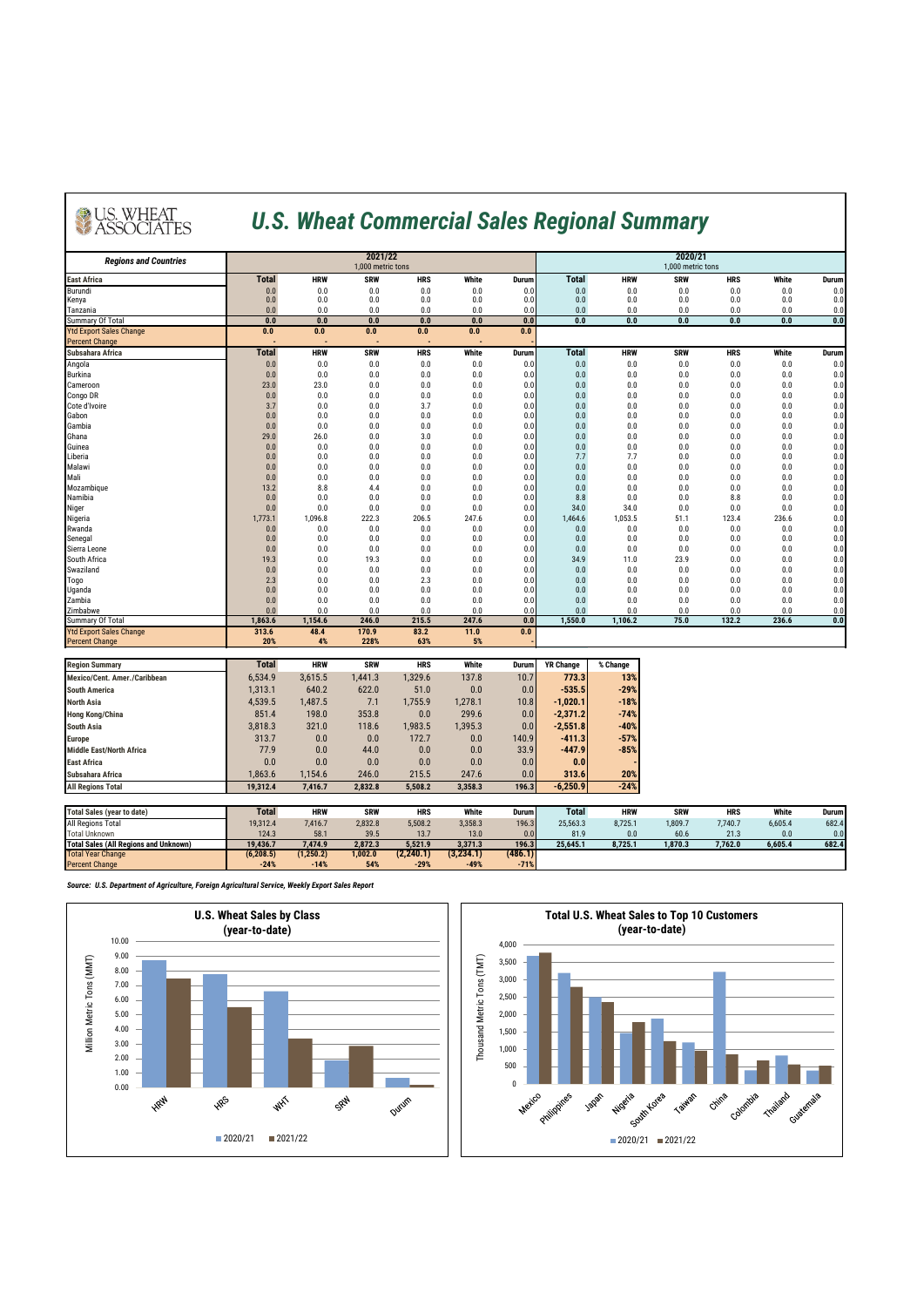# U.S. Wheat Commercial Sales Regional Summary

U.S. WHEAT ASSOCIATES

| Regions and Countries | 2021/22 1,000 metric tons | | | | | | 2020/21 1,000 metric tons | | | | | |
|---|---|---|---|---|---|---|---|---|---|---|---|---|
| **East Africa** | **Total** | **HRW** | **SRW** | **HRS** | **White** | **Durum** | **Total** | **HRW** | **SRW** | **HRS** | **White** | **Durum** |
| Burundi | 0.0 | 0.0 | 0.0 | 0.0 | 0.0 | 0.0 | 0.0 | 0.0 | 0.0 | 0.0 | 0.0 | 0.0 |
| Kenya | 0.0 | 0.0 | 0.0 | 0.0 | 0.0 | 0.0 | 0.0 | 0.0 | 0.0 | 0.0 | 0.0 | 0.0 |
| Tanzania | 0.0 | 0.0 | 0.0 | 0.0 | 0.0 | 0.0 | 0.0 | 0.0 | 0.0 | 0.0 | 0.0 | 0.0 |
| Summary Of Total | 0.0 | 0.0 | 0.0 | 0.0 | 0.0 | 0.0 | 0.0 | 0.0 | 0.0 | 0.0 | 0.0 | 0.0 |
| Ytd Export Sales Change | 0.0 | 0.0 | 0.0 | 0.0 | 0.0 | 0.0 | | | | | | |
| Percent Change | - | - | - | - | - | - | | | | | | |
| **Subsahara Africa** | **Total** | **HRW** | **SRW** | **HRS** | **White** | **Durum** | **Total** | **HRW** | **SRW** | **HRS** | **White** | **Durum** |
| Angola | 0.0 | 0.0 | 0.0 | 0.0 | 0.0 | 0.0 | 0.0 | 0.0 | 0.0 | 0.0 | 0.0 | 0.0 |
| Burkina | 0.0 | 0.0 | 0.0 | 0.0 | 0.0 | 0.0 | 0.0 | 0.0 | 0.0 | 0.0 | 0.0 | 0.0 |
| Cameroon | 23.0 | 23.0 | 0.0 | 0.0 | 0.0 | 0.0 | 0.0 | 0.0 | 0.0 | 0.0 | 0.0 | 0.0 |
| Congo DR | 0.0 | 0.0 | 0.0 | 0.0 | 0.0 | 0.0 | 0.0 | 0.0 | 0.0 | 0.0 | 0.0 | 0.0 |
| Cote d'Ivoire | 3.7 | 0.0 | 0.0 | 3.7 | 0.0 | 0.0 | 0.0 | 0.0 | 0.0 | 0.0 | 0.0 | 0.0 |
| Gabon | 0.0 | 0.0 | 0.0 | 0.0 | 0.0 | 0.0 | 0.0 | 0.0 | 0.0 | 0.0 | 0.0 | 0.0 |
| Gambia | 0.0 | 0.0 | 0.0 | 0.0 | 0.0 | 0.0 | 0.0 | 0.0 | 0.0 | 0.0 | 0.0 | 0.0 |
| Ghana | 29.0 | 26.0 | 0.0 | 3.0 | 0.0 | 0.0 | 0.0 | 0.0 | 0.0 | 0.0 | 0.0 | 0.0 |
| Guinea | 0.0 | 0.0 | 0.0 | 0.0 | 0.0 | 0.0 | 0.0 | 0.0 | 0.0 | 0.0 | 0.0 | 0.0 |
| Liberia | 0.0 | 0.0 | 0.0 | 0.0 | 0.0 | 0.0 | 7.7 | 7.7 | 0.0 | 0.0 | 0.0 | 0.0 |
| Malawi | 0.0 | 0.0 | 0.0 | 0.0 | 0.0 | 0.0 | 0.0 | 0.0 | 0.0 | 0.0 | 0.0 | 0.0 |
| Mali | 0.0 | 0.0 | 0.0 | 0.0 | 0.0 | 0.0 | 0.0 | 0.0 | 0.0 | 0.0 | 0.0 | 0.0 |
| Mozambique | 13.2 | 8.8 | 4.4 | 0.0 | 0.0 | 0.0 | 0.0 | 0.0 | 0.0 | 0.0 | 0.0 | 0.0 |
| Namibia | 0.0 | 0.0 | 0.0 | 0.0 | 0.0 | 0.0 | 8.8 | 0.0 | 0.0 | 8.8 | 0.0 | 0.0 |
| Niger | 0.0 | 0.0 | 0.0 | 0.0 | 0.0 | 0.0 | 34.0 | 34.0 | 0.0 | 0.0 | 0.0 | 0.0 |
| Nigeria | 1,773.1 | 1,096.8 | 222.3 | 206.5 | 247.6 | 0.0 | 1,464.6 | 1,053.5 | 51.1 | 123.4 | 236.6 | 0.0 |
| Rwanda | 0.0 | 0.0 | 0.0 | 0.0 | 0.0 | 0.0 | 0.0 | 0.0 | 0.0 | 0.0 | 0.0 | 0.0 |
| Senegal | 0.0 | 0.0 | 0.0 | 0.0 | 0.0 | 0.0 | 0.0 | 0.0 | 0.0 | 0.0 | 0.0 | 0.0 |
| Sierra Leone | 0.0 | 0.0 | 0.0 | 0.0 | 0.0 | 0.0 | 0.0 | 0.0 | 0.0 | 0.0 | 0.0 | 0.0 |
| South Africa | 19.3 | 0.0 | 19.3 | 0.0 | 0.0 | 0.0 | 34.9 | 11.0 | 23.9 | 0.0 | 0.0 | 0.0 |
| Swaziland | 0.0 | 0.0 | 0.0 | 0.0 | 0.0 | 0.0 | 0.0 | 0.0 | 0.0 | 0.0 | 0.0 | 0.0 |
| Togo | 2.3 | 0.0 | 0.0 | 2.3 | 0.0 | 0.0 | 0.0 | 0.0 | 0.0 | 0.0 | 0.0 | 0.0 |
| Uganda | 0.0 | 0.0 | 0.0 | 0.0 | 0.0 | 0.0 | 0.0 | 0.0 | 0.0 | 0.0 | 0.0 | 0.0 |
| Zambia | 0.0 | 0.0 | 0.0 | 0.0 | 0.0 | 0.0 | 0.0 | 0.0 | 0.0 | 0.0 | 0.0 | 0.0 |
| Zimbabwe | 0.0 | 0.0 | 0.0 | 0.0 | 0.0 | 0.0 | 0.0 | 0.0 | 0.0 | 0.0 | 0.0 | 0.0 |
| Summary Of Total | 1,863.6 | 1,154.6 | 246.0 | 215.5 | 247.6 | 0.0 | 1,550.0 | 1,106.2 | 75.0 | 132.2 | 236.6 | 0.0 |
| Ytd Export Sales Change | 313.6 | 48.4 | 170.9 | 83.2 | 11.0 | 0.0 | | | | | | |
| Percent Change | 20% | 4% | 228% | 63% | 5% | - | | | | | | |

| Region Summary | Total | HRW | SRW | HRS | White | Durum | YR Change | % Change |
|---|---|---|---|---|---|---|---|---|
| Mexico/Cent. Amer./Caribbean | 6,534.9 | 3,615.5 | 1,441.3 | 1,329.6 | 137.8 | 10.7 | 773.3 | 13% |
| South America | 1,313.1 | 640.2 | 622.0 | 51.0 | 0.0 | 0.0 | -535.5 | -29% |
| North Asia | 4,539.5 | 1,487.5 | 7.1 | 1,755.9 | 1,278.1 | 10.8 | -1,020.1 | -18% |
| Hong Kong/China | 851.4 | 198.0 | 353.8 | 0.0 | 299.6 | 0.0 | -2,371.2 | -74% |
| South Asia | 3,818.3 | 321.0 | 118.6 | 1,983.5 | 1,395.3 | 0.0 | -2,551.8 | -40% |
| Europe | 313.7 | 0.0 | 0.0 | 172.7 | 0.0 | 140.9 | -411.3 | -57% |
| Middle East/North Africa | 77.9 | 0.0 | 44.0 | 0.0 | 0.0 | 33.9 | -447.9 | -85% |
| East Africa | 0.0 | 0.0 | 0.0 | 0.0 | 0.0 | 0.0 | 0.0 | - |
| Subsahara Africa | 1,863.6 | 1,154.6 | 246.0 | 215.5 | 247.6 | 0.0 | 313.6 | 20% |
| **All Regions Total** | **19,312.4** | **7,416.7** | **2,832.8** | **5,508.2** | **3,358.3** | **196.3** | **-6,250.9** | **-24%** |

| Total Sales (year to date) | Total | HRW | SRW | HRS | White | Durum | Total | HRW | SRW | HRS | White | Durum |
|---|---|---|---|---|---|---|---|---|---|---|---|---|
| All Regions Total | 19,312.4 | 7,416.7 | 2,832.8 | 5,508.2 | 3,358.3 | 196.3 | 25,563.3 | 8,725.1 | 1,809.7 | 7,740.7 | 6,605.4 | 682.4 |
| Total Unknown | 124.3 | 58.1 | 39.5 | 13.7 | 13.0 | 0.0 | 81.9 | 0.0 | 60.6 | 21.3 | 0.0 | 0.0 |
| **Total Sales (All Regions and Unknown)** | **19,436.7** | **7,474.9** | **2,872.3** | **5,521.9** | **3,371.3** | **196.3** | **25,645.1** | **8,725.1** | **1,870.3** | **7,762.0** | **6,605.4** | **682.4** |
| Total Year Change | (6,208.5) | (1,250.2) | 1,002.0 | (2,240.1) | (3,234.1) | (486.1) | | | | | | |
| Percent Change | -24% | -14% | 54% | -29% | -49% | -71% | | | | | | |

*Source: U.S. Department of Agriculture, Foreign Agricultural Service, Weekly Export Sales Report*

**U.S. Wheat Sales by Class (year-to-date)**

Million Metric Tons (MMT)

10.00
9.00
8.00
7.00
6.00
5.00
4.00
3.00
2.00
1.00
0.00

HRW
HRS
WHT
SRW
Durum

2020/21 2021/22

**Total U.S. Wheat Sales to Top 10 Customers (year-to-date)**

Thousand Metric Tons (TMT)

4,000
3,500
3,000
2,500
2,000
1,500
1,000
500
0

Mexico
Philippines
Japan
Nigeria
South Korea
Taiwan
China
Colombia
Thailand
Guatemala

2020/21 2021/22